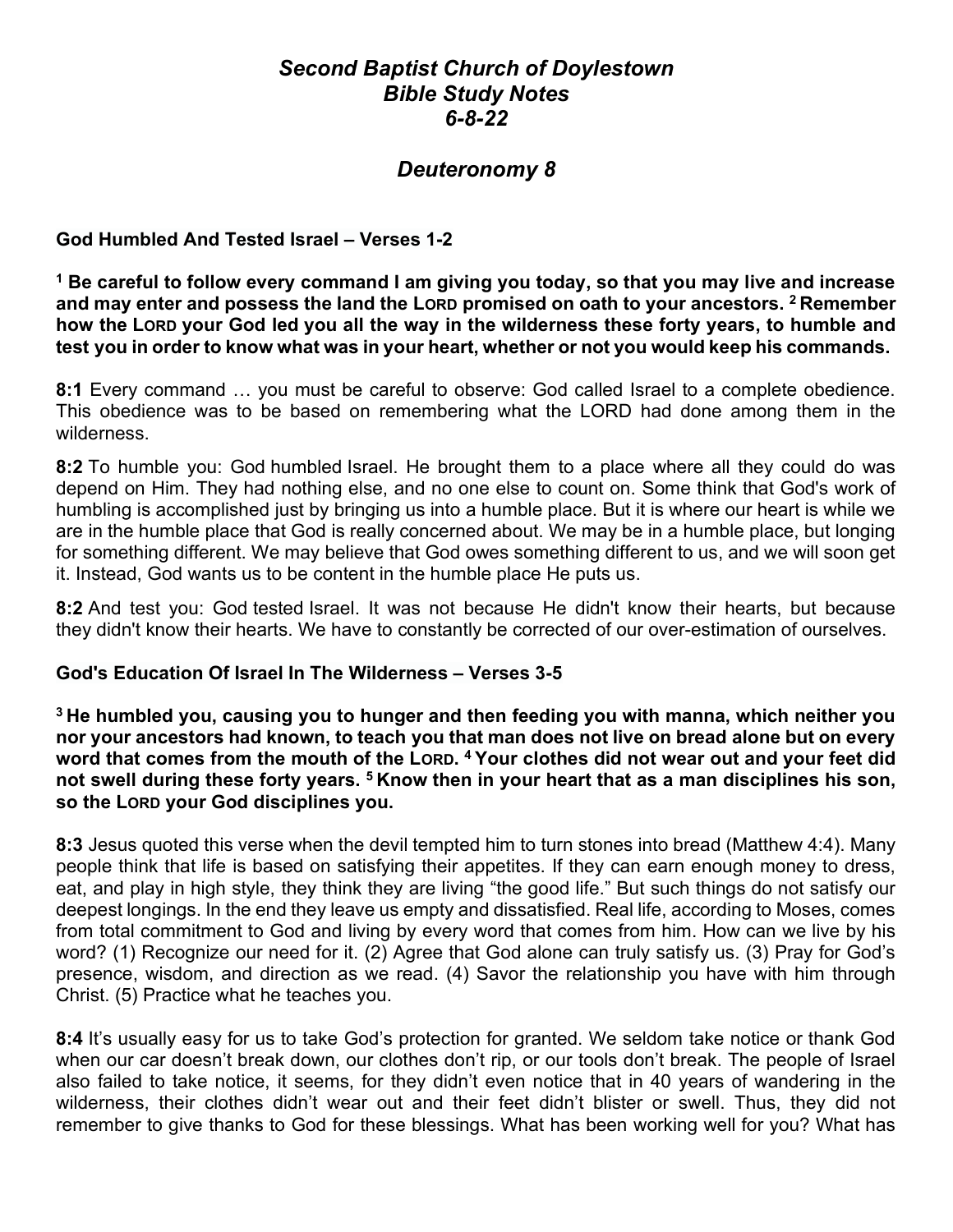# *Second Baptist Church of Doylestown*
# *Bible Study Notes*
# *6-8-22*

## *Deuteronomy 8*

### God Humbled And Tested Israel – Verses 1-2

**[1] Be careful to follow every command I am giving you today, so that you may live and increase and may enter and possess the land the LORD promised on oath to your ancestors. [2] Remember how the LORD your God led you all the way in the wilderness these forty years, to humble and test you in order to know what was in your heart, whether or not you would keep his commands.**

**8:1** Every command … you must be careful to observe: God called Israel to a complete obedience. This obedience was to be based on remembering what the LORD had done among them in the wilderness.

**8:2** To humble you: God humbled Israel. He brought them to a place where all they could do was depend on Him. They had nothing else, and no one else to count on. Some think that God's work of humbling is accomplished just by bringing us into a humble place. But it is where our heart is while we are in the humble place that God is really concerned about. We may be in a humble place, but longing for something different. We may believe that God owes something different to us, and we will soon get it. Instead, God wants us to be content in the humble place He puts us.

**8:2** And test you: God tested Israel. It was not because He didn't know their hearts, but because they didn't know their hearts. We have to constantly be corrected of our over-estimation of ourselves.

### God's Education Of Israel In The Wilderness – Verses 3-5

**[3] He humbled you, causing you to hunger and then feeding you with manna, which neither you nor your ancestors had known, to teach you that man does not live on bread alone but on every word that comes from the mouth of the LORD. [4] Your clothes did not wear out and your feet did not swell during these forty years. [5] Know then in your heart that as a man disciplines his son, so the LORD your God disciplines you.**

**8:3** Jesus quoted this verse when the devil tempted him to turn stones into bread (Matthew 4:4). Many people think that life is based on satisfying their appetites. If they can earn enough money to dress, eat, and play in high style, they think they are living "the good life." But such things do not satisfy our deepest longings. In the end they leave us empty and dissatisfied. Real life, according to Moses, comes from total commitment to God and living by every word that comes from him. How can we live by his word? (1) Recognize our need for it. (2) Agree that God alone can truly satisfy us. (3) Pray for God's presence, wisdom, and direction as we read. (4) Savor the relationship you have with him through Christ. (5) Practice what he teaches you.

**8:4** It's usually easy for us to take God's protection for granted. We seldom take notice or thank God when our car doesn't break down, our clothes don't rip, or our tools don't break. The people of Israel also failed to take notice, it seems, for they didn't even notice that in 40 years of wandering in the wilderness, their clothes didn't wear out and their feet didn't blister or swell. Thus, they did not remember to give thanks to God for these blessings. What has been working well for you? What has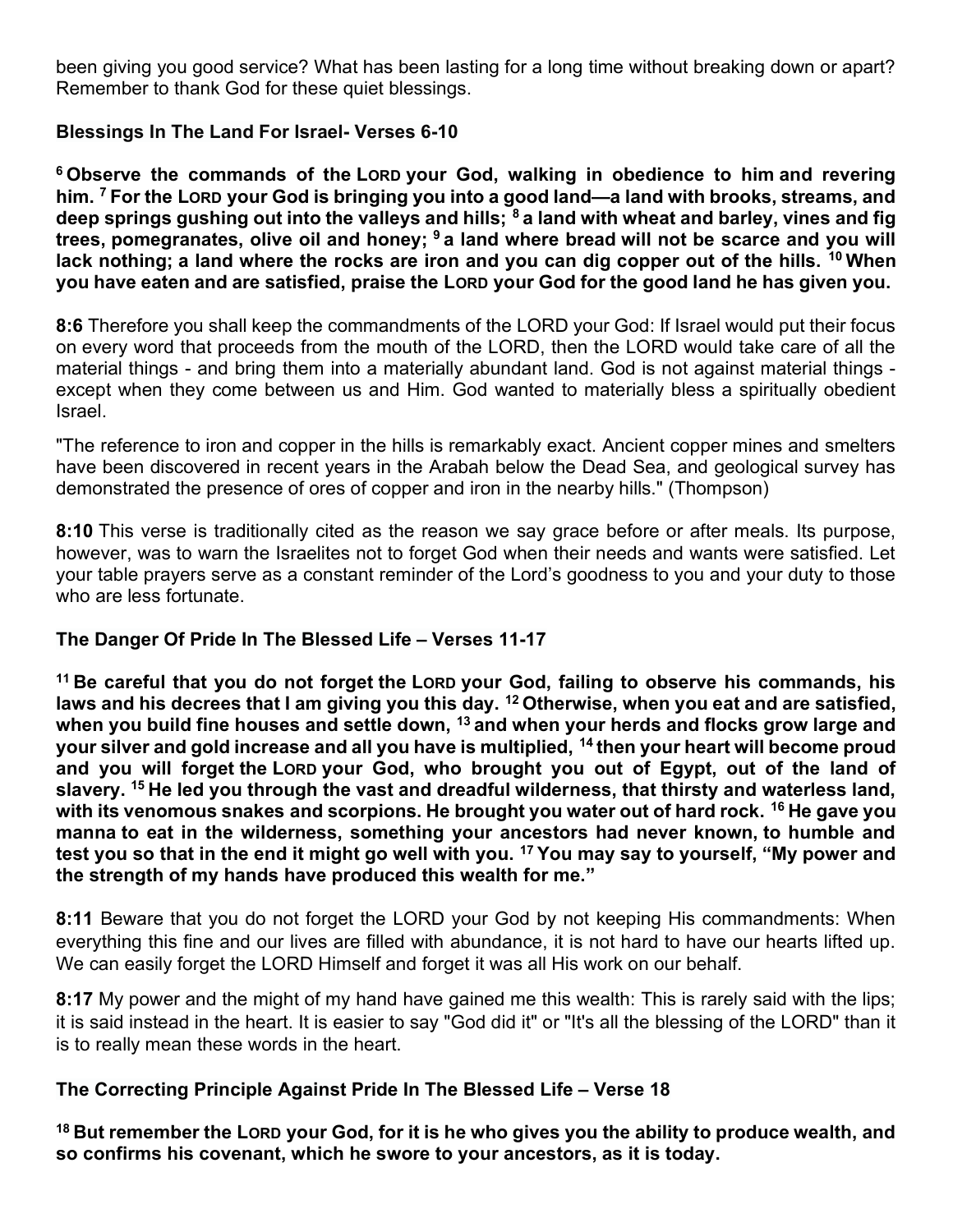been giving you good service? What has been lasting for a long time without breaking down or apart? Remember to thank God for these quiet blessings.

### Blessings In The Land For Israel- Verses 6-10

**[6] Observe the commands of the LORD your God, walking in obedience to him and revering him. [7] For the LORD your God is bringing you into a good land—a land with brooks, streams, and deep springs gushing out into the valleys and hills; [8] a land with wheat and barley, vines and fig trees, pomegranates, olive oil and honey; [9] a land where bread will not be scarce and you will lack nothing; a land where the rocks are iron and you can dig copper out of the hills. [10] When you have eaten and are satisfied, praise the LORD your God for the good land he has given you.**

**8:6** Therefore you shall keep the commandments of the LORD your God: If Israel would put their focus on every word that proceeds from the mouth of the LORD, then the LORD would take care of all the material things - and bring them into a materially abundant land. God is not against material things - except when they come between us and Him. God wanted to materially bless a spiritually obedient Israel.

"The reference to iron and copper in the hills is remarkably exact. Ancient copper mines and smelters have been discovered in recent years in the Arabah below the Dead Sea, and geological survey has demonstrated the presence of ores of copper and iron in the nearby hills." (Thompson)

**8:10** This verse is traditionally cited as the reason we say grace before or after meals. Its purpose, however, was to warn the Israelites not to forget God when their needs and wants were satisfied. Let your table prayers serve as a constant reminder of the Lord's goodness to you and your duty to those who are less fortunate.

### The Danger Of Pride In The Blessed Life – Verses 11-17

**[11] Be careful that you do not forget the LORD your God, failing to observe his commands, his laws and his decrees that I am giving you this day. [12] Otherwise, when you eat and are satisfied, when you build fine houses and settle down, [13] and when your herds and flocks grow large and your silver and gold increase and all you have is multiplied, [14] then your heart will become proud and you will forget the LORD your God, who brought you out of Egypt, out of the land of slavery. [15] He led you through the vast and dreadful wilderness, that thirsty and waterless land, with its venomous snakes and scorpions. He brought you water out of hard rock. [16] He gave you manna to eat in the wilderness, something your ancestors had never known, to humble and test you so that in the end it might go well with you. [17] You may say to yourself, "My power and the strength of my hands have produced this wealth for me."**

**8:11** Beware that you do not forget the LORD your God by not keeping His commandments: When everything this fine and our lives are filled with abundance, it is not hard to have our hearts lifted up. We can easily forget the LORD Himself and forget it was all His work on our behalf.

**8:17** My power and the might of my hand have gained me this wealth: This is rarely said with the lips; it is said instead in the heart. It is easier to say "God did it" or "It's all the blessing of the LORD" than it is to really mean these words in the heart.

### The Correcting Principle Against Pride In The Blessed Life – Verse 18

**[18] But remember the LORD your God, for it is he who gives you the ability to produce wealth, and so confirms his covenant, which he swore to your ancestors, as it is today.**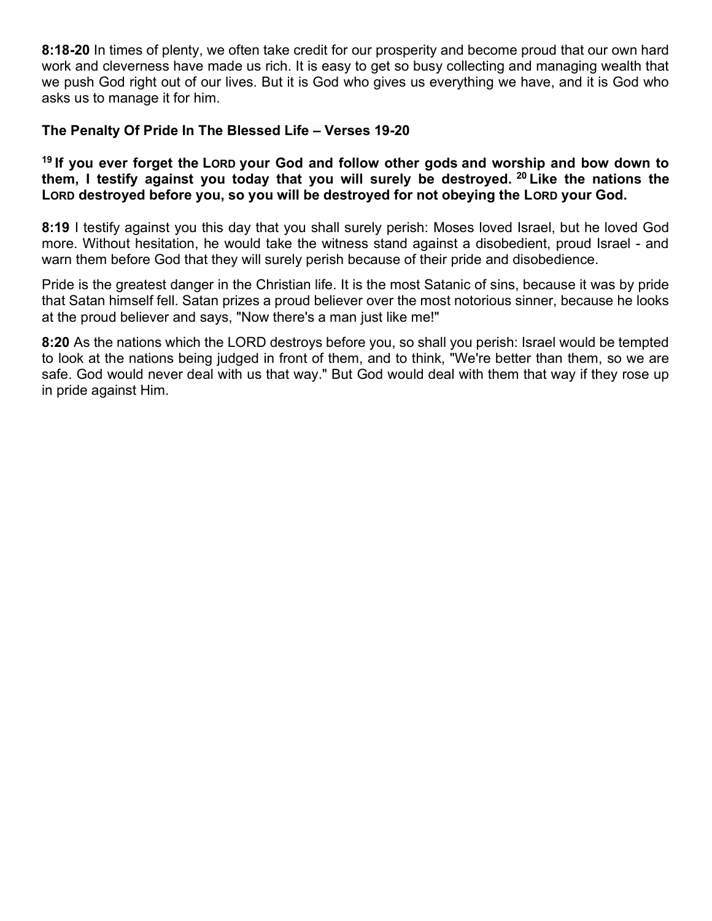**8:18-20** In times of plenty, we often take credit for our prosperity and become proud that our own hard work and cleverness have made us rich. It is easy to get so busy collecting and managing wealth that we push God right out of our lives. But it is God who gives us everything we have, and it is God who asks us to manage it for him.

**The Penalty Of Pride In The Blessed Life – Verses 19-20**

**[19] If you ever forget the LORD your God and follow other gods and worship and bow down to them, I testify against you today that you will surely be destroyed. [20] Like the nations the LORD destroyed before you, so you will be destroyed for not obeying the LORD your God.**

**8:19** I testify against you this day that you shall surely perish: Moses loved Israel, but he loved God more. Without hesitation, he would take the witness stand against a disobedient, proud Israel - and warn them before God that they will surely perish because of their pride and disobedience.

Pride is the greatest danger in the Christian life. It is the most Satanic of sins, because it was by pride that Satan himself fell. Satan prizes a proud believer over the most notorious sinner, because he looks at the proud believer and says, "Now there's a man just like me!"

**8:20** As the nations which the LORD destroys before you, so shall you perish: Israel would be tempted to look at the nations being judged in front of them, and to think, "We're better than them, so we are safe. God would never deal with us that way." But God would deal with them that way if they rose up in pride against Him.